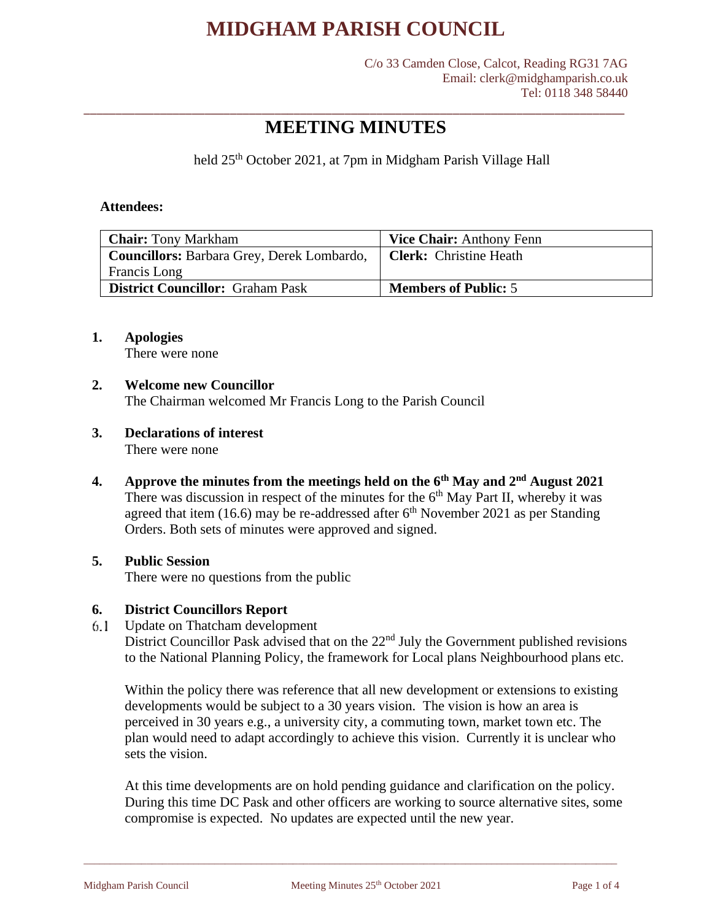# MIDGHAM PARISH COUNCIL

C/o 33 Camden Close, Calcot, Reading RG31 7AG
Email: clerk@midghamparish.co.uk
Tel: 0118 348 58440

## MEETING MINUTES

held 25th October 2021, at 7pm in Midgham Parish Village Hall

**Attendees:**

| **Chair:** Tony Markham | **Vice Chair:** Anthony Fenn |
|---|---|
| **Councillors:** Barbara Grey, Derek Lombardo, Francis Long | **Clerk:** Christine Heath |
| **District Councillor:** Graham Pask | **Members of Public:** 5 |

**1. Apologies**

There were none

**2. Welcome new Councillor**

The Chairman welcomed Mr Francis Long to the Parish Council

**3. Declarations of interest**

There were none

**4. Approve the minutes from the meetings held on the 6th May and 2nd August 2021**

There was discussion in respect of the minutes for the 6th May Part II, whereby it was agreed that item (16.6) may be re-addressed after 6th November 2021 as per Standing Orders. Both sets of minutes were approved and signed.

**5. Public Session**

There were no questions from the public

**6. District Councillors Report**

6.1 Update on Thatcham development

District Councillor Pask advised that on the 22nd July the Government published revisions to the National Planning Policy, the framework for Local plans Neighbourhood plans etc.

Within the policy there was reference that all new development or extensions to existing developments would be subject to a 30 years vision. The vision is how an area is perceived in 30 years e.g., a university city, a commuting town, market town etc. The plan would need to adapt accordingly to achieve this vision. Currently it is unclear who sets the vision.

At this time developments are on hold pending guidance and clarification on the policy. During this time DC Pask and other officers are working to source alternative sites, some compromise is expected. No updates are expected until the new year.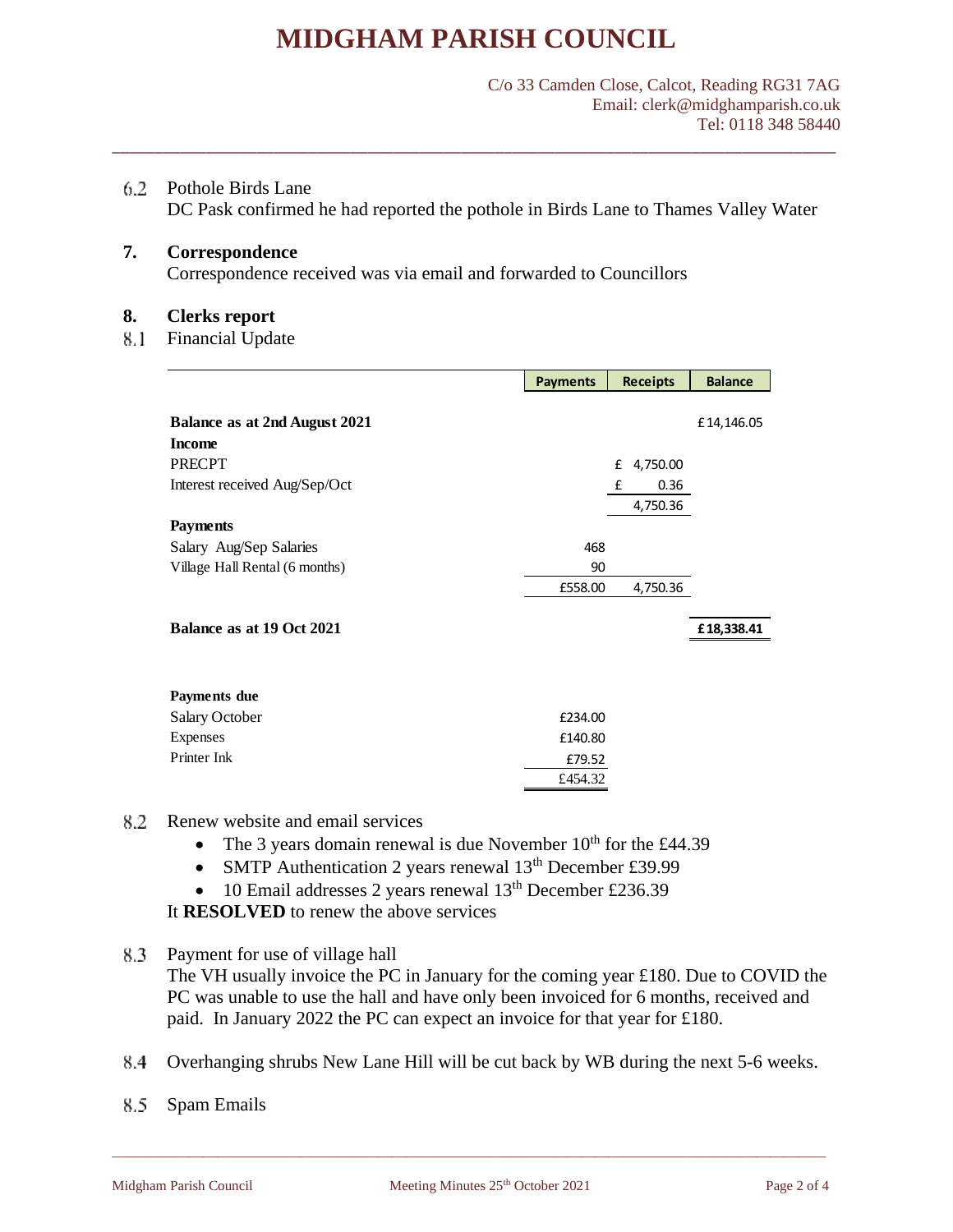6.2 Pothole Birds Lane

DC Pask confirmed he had reported the pothole in Birds Lane to Thames Valley Water

## 7. Correspondence

Correspondence received was via email and forwarded to Councillors

## 8. Clerks report

8.1 Financial Update

| | Payments | Receipts | Balance |
|---|---|---|---|
| **Balance as at 2nd August 2021** | | | £14,146.05 |
| **Income** | | | |
| PRECPT | | £ 4,750.00 | |
| Interest received Aug/Sep/Oct | | £ 0.36 | |
| | | 4,750.36 | |
| **Payments** | | | |
| Salary Aug/Sep Salaries | 468 | | |
| Village Hall Rental (6 months) | 90 | | |
| | £558.00 | 4,750.36 | |
| **Balance as at 19 Oct 2021** | | | **£18,338.41** |
| | | | |
| **Payments due** | | | |
| Salary October | £234.00 | | |
| Expenses | £140.80 | | |
| Printer Ink | £79.52 | | |
| | £454.32 | | |

8.2 Renew website and email services

- The 3 years domain renewal is due November 10th for the £44.39
- SMTP Authentication 2 years renewal 13th December £39.99
- 10 Email addresses 2 years renewal 13th December £236.39

It **RESOLVED** to renew the above services

8.3 Payment for use of village hall

The VH usually invoice the PC in January for the coming year £180. Due to COVID the PC was unable to use the hall and have only been invoiced for 6 months, received and paid. In January 2022 the PC can expect an invoice for that year for £180.

8.4 Overhanging shrubs New Lane Hill will be cut back by WB during the next 5-6 weeks.

8.5 Spam Emails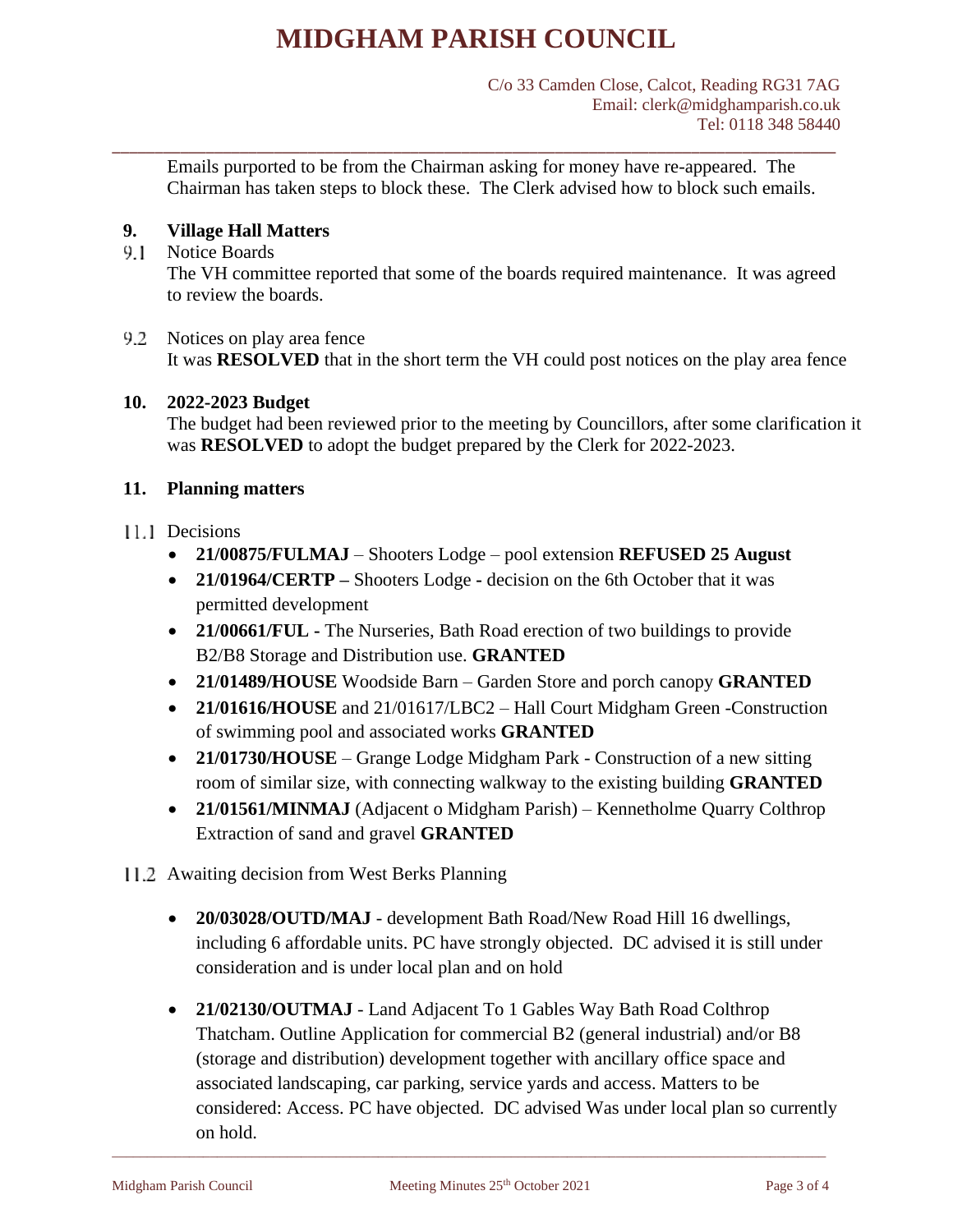Emails purported to be from the Chairman asking for money have re-appeared. The Chairman has taken steps to block these. The Clerk advised how to block such emails.

**9. Village Hall Matters**

9.1 Notice Boards

The VH committee reported that some of the boards required maintenance. It was agreed to review the boards.

9.2 Notices on play area fence

It was **RESOLVED** that in the short term the VH could post notices on the play area fence

**10. 2022-2023 Budget**

The budget had been reviewed prior to the meeting by Councillors, after some clarification it was **RESOLVED** to adopt the budget prepared by the Clerk for 2022-2023.

**11. Planning matters**

11.1 Decisions

- **21/00875/FULMAJ** – Shooters Lodge – pool extension **REFUSED 25 August**
- **21/01964/CERTP –** Shooters Lodge - decision on the 6th October that it was permitted development
- **21/00661/FUL -** The Nurseries, Bath Road erection of two buildings to provide B2/B8 Storage and Distribution use. **GRANTED**
- **21/01489/HOUSE** Woodside Barn – Garden Store and porch canopy **GRANTED**
- **21/01616/HOUSE** and 21/01617/LBC2 – Hall Court Midgham Green -Construction of swimming pool and associated works **GRANTED**
- **21/01730/HOUSE** – Grange Lodge Midgham Park - Construction of a new sitting room of similar size, with connecting walkway to the existing building **GRANTED**
- **21/01561/MINMAJ** (Adjacent o Midgham Parish) – Kennetholme Quarry Colthrop Extraction of sand and gravel **GRANTED**

11.2 Awaiting decision from West Berks Planning

- **20/03028/OUTD/MAJ** - development Bath Road/New Road Hill 16 dwellings, including 6 affordable units. PC have strongly objected. DC advised it is still under consideration and is under local plan and on hold

- **21/02130/OUTMAJ** - Land Adjacent To 1 Gables Way Bath Road Colthrop Thatcham. Outline Application for commercial B2 (general industrial) and/or B8 (storage and distribution) development together with ancillary office space and associated landscaping, car parking, service yards and access. Matters to be considered: Access. PC have objected. DC advised Was under local plan so currently on hold.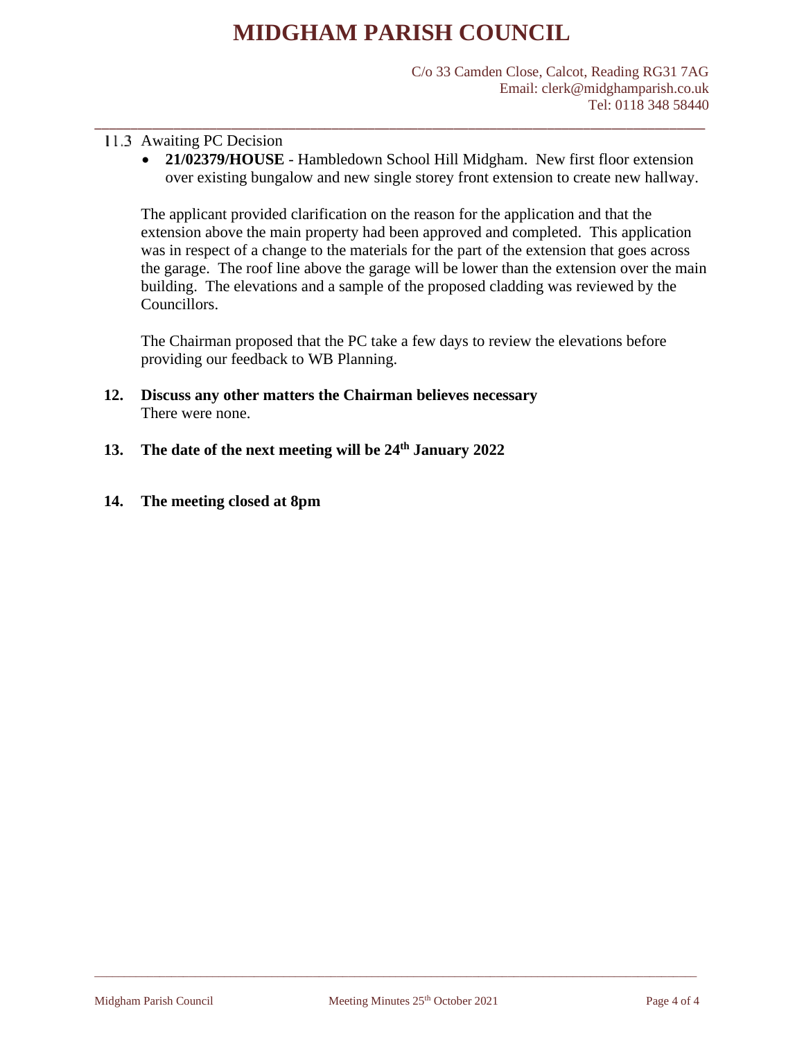11.3 Awaiting PC Decision

- **21/02379/HOUSE** - Hambledown School Hill Midgham. New first floor extension over existing bungalow and new single storey front extension to create new hallway.

The applicant provided clarification on the reason for the application and that the extension above the main property had been approved and completed. This application was in respect of a change to the materials for the part of the extension that goes across the garage. The roof line above the garage will be lower than the extension over the main building. The elevations and a sample of the proposed cladding was reviewed by the Councillors.

The Chairman proposed that the PC take a few days to review the elevations before providing our feedback to WB Planning.

**12. Discuss any other matters the Chairman believes necessary**

There were none.

**13. The date of the next meeting will be 24th January 2022**

**14. The meeting closed at 8pm**